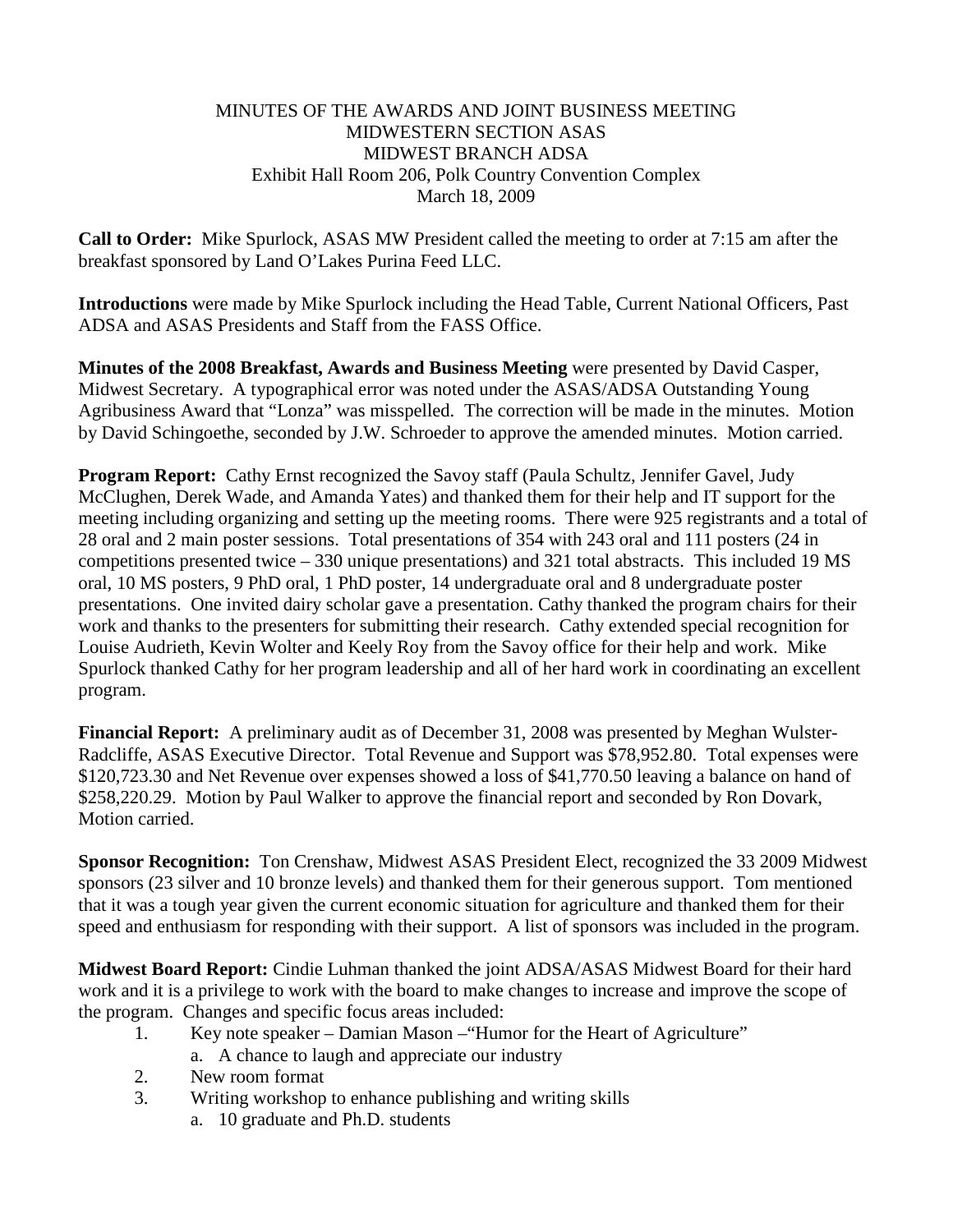MINUTES OF THE AWARDS AND JOINT BUSINESS MEETING
MIDWESTERN SECTION ASAS
MIDWEST BRANCH ADSA
Exhibit Hall Room 206, Polk Country Convention Complex
March 18, 2009

**Call to Order:** Mike Spurlock, ASAS MW President called the meeting to order at 7:15 am after the breakfast sponsored by Land O'Lakes Purina Feed LLC.

**Introductions** were made by Mike Spurlock including the Head Table, Current National Officers, Past ADSA and ASAS Presidents and Staff from the FASS Office.

**Minutes of the 2008 Breakfast, Awards and Business Meeting** were presented by David Casper, Midwest Secretary. A typographical error was noted under the ASAS/ADSA Outstanding Young Agribusiness Award that "Lonza" was misspelled. The correction will be made in the minutes. Motion by David Schingoethe, seconded by J.W. Schroeder to approve the amended minutes. Motion carried.

**Program Report:** Cathy Ernst recognized the Savoy staff (Paula Schultz, Jennifer Gavel, Judy McClughen, Derek Wade, and Amanda Yates) and thanked them for their help and IT support for the meeting including organizing and setting up the meeting rooms. There were 925 registrants and a total of 28 oral and 2 main poster sessions. Total presentations of 354 with 243 oral and 111 posters (24 in competitions presented twice – 330 unique presentations) and 321 total abstracts. This included 19 MS oral, 10 MS posters, 9 PhD oral, 1 PhD poster, 14 undergraduate oral and 8 undergraduate poster presentations. One invited dairy scholar gave a presentation. Cathy thanked the program chairs for their work and thanks to the presenters for submitting their research. Cathy extended special recognition for Louise Audrieth, Kevin Wolter and Keely Roy from the Savoy office for their help and work. Mike Spurlock thanked Cathy for her program leadership and all of her hard work in coordinating an excellent program.

**Financial Report:** A preliminary audit as of December 31, 2008 was presented by Meghan Wulster-Radcliffe, ASAS Executive Director. Total Revenue and Support was $78,952.80. Total expenses were $120,723.30 and Net Revenue over expenses showed a loss of $41,770.50 leaving a balance on hand of $258,220.29. Motion by Paul Walker to approve the financial report and seconded by Ron Dovark, Motion carried.

**Sponsor Recognition:** Ton Crenshaw, Midwest ASAS President Elect, recognized the 33 2009 Midwest sponsors (23 silver and 10 bronze levels) and thanked them for their generous support. Tom mentioned that it was a tough year given the current economic situation for agriculture and thanked them for their speed and enthusiasm for responding with their support. A list of sponsors was included in the program.

**Midwest Board Report:** Cindie Luhman thanked the joint ADSA/ASAS Midwest Board for their hard work and it is a privilege to work with the board to make changes to increase and improve the scope of the program. Changes and specific focus areas included:

1. Key note speaker – Damian Mason –"Humor for the Heart of Agriculture"
   a. A chance to laugh and appreciate our industry
2. New room format
3. Writing workshop to enhance publishing and writing skills
   a. 10 graduate and Ph.D. students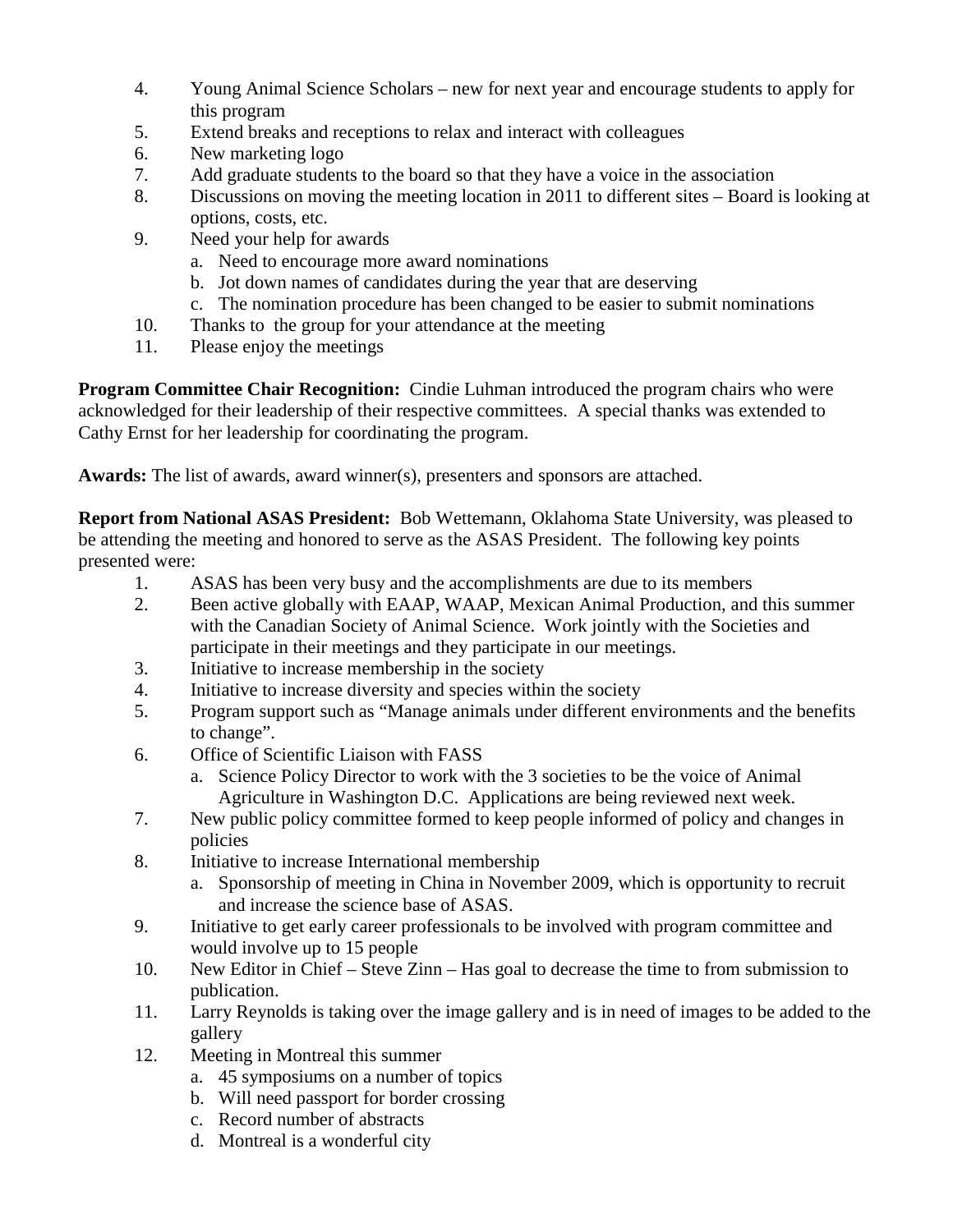4. Young Animal Science Scholars – new for next year and encourage students to apply for this program
5. Extend breaks and receptions to relax and interact with colleagues
6. New marketing logo
7. Add graduate students to the board so that they have a voice in the association
8. Discussions on moving the meeting location in 2011 to different sites – Board is looking at options, costs, etc.
9. Need your help for awards
   a. Need to encourage more award nominations
   b. Jot down names of candidates during the year that are deserving
   c. The nomination procedure has been changed to be easier to submit nominations
10. Thanks to the group for your attendance at the meeting
11. Please enjoy the meetings

**Program Committee Chair Recognition:** Cindie Luhman introduced the program chairs who were acknowledged for their leadership of their respective committees. A special thanks was extended to Cathy Ernst for her leadership for coordinating the program.

**Awards:** The list of awards, award winner(s), presenters and sponsors are attached.

**Report from National ASAS President:** Bob Wettemann, Oklahoma State University, was pleased to be attending the meeting and honored to serve as the ASAS President. The following key points presented were:

1. ASAS has been very busy and the accomplishments are due to its members
2. Been active globally with EAAP, WAAP, Mexican Animal Production, and this summer with the Canadian Society of Animal Science. Work jointly with the Societies and participate in their meetings and they participate in our meetings.
3. Initiative to increase membership in the society
4. Initiative to increase diversity and species within the society
5. Program support such as "Manage animals under different environments and the benefits to change".
6. Office of Scientific Liaison with FASS
   a. Science Policy Director to work with the 3 societies to be the voice of Animal Agriculture in Washington D.C. Applications are being reviewed next week.
7. New public policy committee formed to keep people informed of policy and changes in policies
8. Initiative to increase International membership
   a. Sponsorship of meeting in China in November 2009, which is opportunity to recruit and increase the science base of ASAS.
9. Initiative to get early career professionals to be involved with program committee and would involve up to 15 people
10. New Editor in Chief – Steve Zinn – Has goal to decrease the time to from submission to publication.
11. Larry Reynolds is taking over the image gallery and is in need of images to be added to the gallery
12. Meeting in Montreal this summer
    a. 45 symposiums on a number of topics
    b. Will need passport for border crossing
    c. Record number of abstracts
    d. Montreal is a wonderful city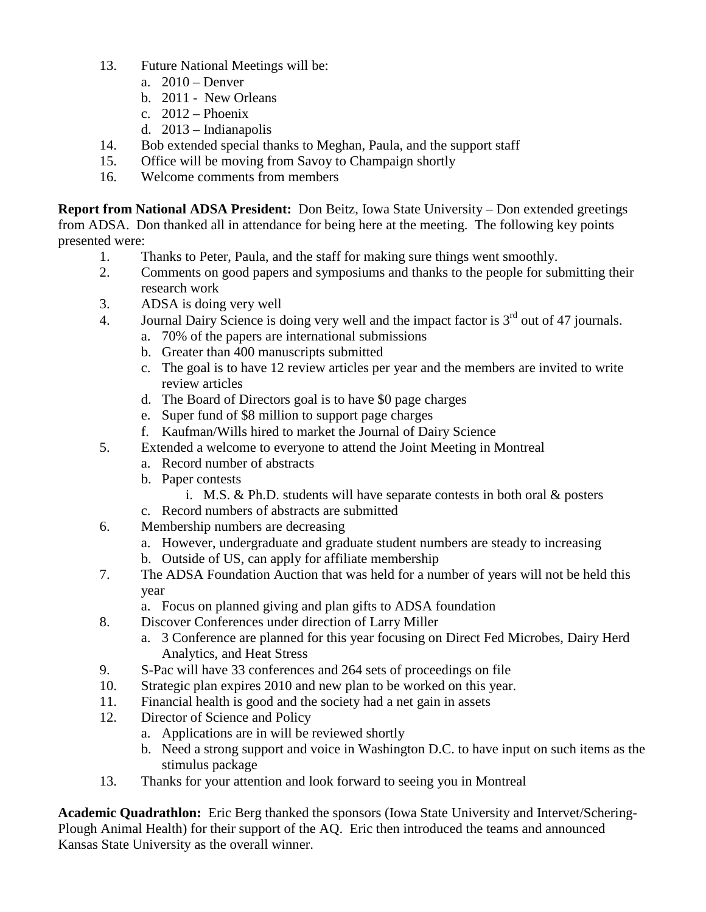13. Future National Meetings will be:
    a. 2010 – Denver
    b. 2011 - New Orleans
    c. 2012 – Phoenix
    d. 2013 – Indianapolis
14. Bob extended special thanks to Meghan, Paula, and the support staff
15. Office will be moving from Savoy to Champaign shortly
16. Welcome comments from members

**Report from National ADSA President:** Don Beitz, Iowa State University – Don extended greetings from ADSA. Don thanked all in attendance for being here at the meeting. The following key points presented were:

1. Thanks to Peter, Paula, and the staff for making sure things went smoothly.
2. Comments on good papers and symposiums and thanks to the people for submitting their research work
3. ADSA is doing very well
4. Journal Dairy Science is doing very well and the impact factor is 3rd out of 47 journals.
    a. 70% of the papers are international submissions
    b. Greater than 400 manuscripts submitted
    c. The goal is to have 12 review articles per year and the members are invited to write review articles
    d. The Board of Directors goal is to have $0 page charges
    e. Super fund of $8 million to support page charges
    f. Kaufman/Wills hired to market the Journal of Dairy Science
5. Extended a welcome to everyone to attend the Joint Meeting in Montreal
    a. Record number of abstracts
    b. Paper contests
        i. M.S. & Ph.D. students will have separate contests in both oral & posters
    c. Record numbers of abstracts are submitted
6. Membership numbers are decreasing
    a. However, undergraduate and graduate student numbers are steady to increasing
    b. Outside of US, can apply for affiliate membership
7. The ADSA Foundation Auction that was held for a number of years will not be held this year
    a. Focus on planned giving and plan gifts to ADSA foundation
8. Discover Conferences under direction of Larry Miller
    a. 3 Conference are planned for this year focusing on Direct Fed Microbes, Dairy Herd Analytics, and Heat Stress
9. S-Pac will have 33 conferences and 264 sets of proceedings on file
10. Strategic plan expires 2010 and new plan to be worked on this year.
11. Financial health is good and the society had a net gain in assets
12. Director of Science and Policy
    a. Applications are in will be reviewed shortly
    b. Need a strong support and voice in Washington D.C. to have input on such items as the stimulus package
13. Thanks for your attention and look forward to seeing you in Montreal

**Academic Quadrathlon:** Eric Berg thanked the sponsors (Iowa State University and Intervet/Schering-Plough Animal Health) for their support of the AQ. Eric then introduced the teams and announced Kansas State University as the overall winner.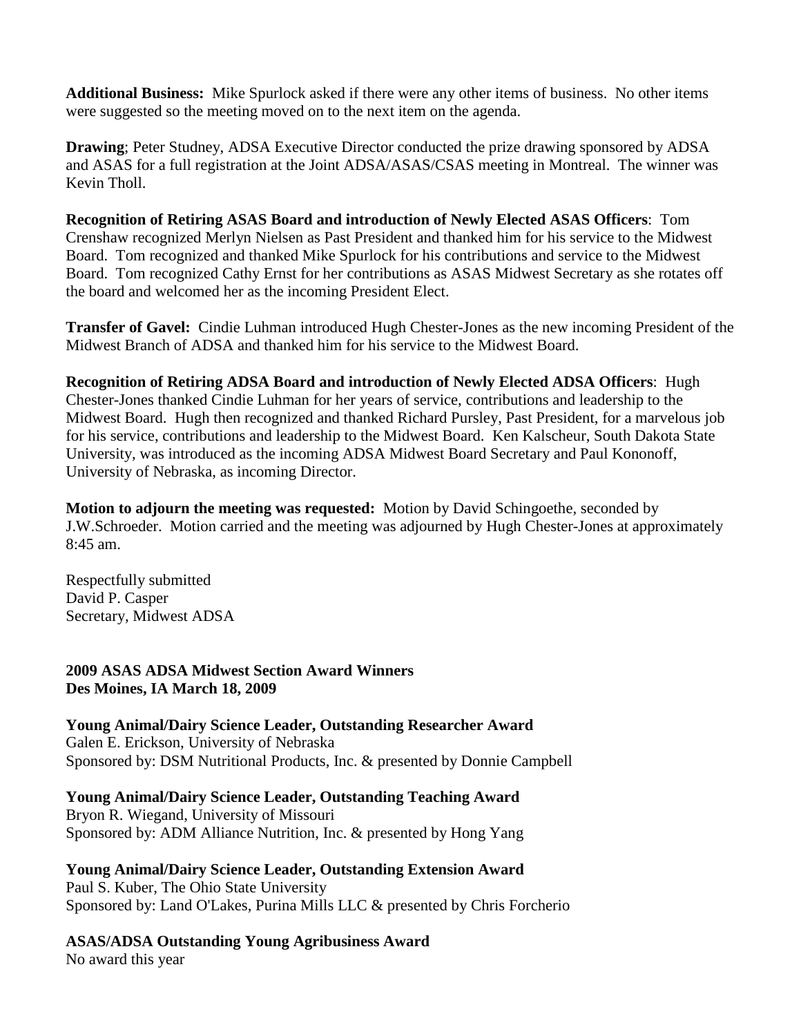**Additional Business:** Mike Spurlock asked if there were any other items of business. No other items were suggested so the meeting moved on to the next item on the agenda.

**Drawing**; Peter Studney, ADSA Executive Director conducted the prize drawing sponsored by ADSA and ASAS for a full registration at the Joint ADSA/ASAS/CSAS meeting in Montreal. The winner was Kevin Tholl.

**Recognition of Retiring ASAS Board and introduction of Newly Elected ASAS Officers**: Tom Crenshaw recognized Merlyn Nielsen as Past President and thanked him for his service to the Midwest Board. Tom recognized and thanked Mike Spurlock for his contributions and service to the Midwest Board. Tom recognized Cathy Ernst for her contributions as ASAS Midwest Secretary as she rotates off the board and welcomed her as the incoming President Elect.

**Transfer of Gavel:** Cindie Luhman introduced Hugh Chester-Jones as the new incoming President of the Midwest Branch of ADSA and thanked him for his service to the Midwest Board.

**Recognition of Retiring ADSA Board and introduction of Newly Elected ADSA Officers**: Hugh Chester-Jones thanked Cindie Luhman for her years of service, contributions and leadership to the Midwest Board. Hugh then recognized and thanked Richard Pursley, Past President, for a marvelous job for his service, contributions and leadership to the Midwest Board. Ken Kalscheur, South Dakota State University, was introduced as the incoming ADSA Midwest Board Secretary and Paul Kononoff, University of Nebraska, as incoming Director.

**Motion to adjourn the meeting was requested:** Motion by David Schingoethe, seconded by J.W.Schroeder. Motion carried and the meeting was adjourned by Hugh Chester-Jones at approximately 8:45 am.

Respectfully submitted
David P. Casper
Secretary, Midwest ADSA

**2009 ASAS ADSA Midwest Section Award Winners**
**Des Moines, IA March 18, 2009**

**Young Animal/Dairy Science Leader, Outstanding Researcher Award**
Galen E. Erickson, University of Nebraska
Sponsored by: DSM Nutritional Products, Inc. & presented by Donnie Campbell

**Young Animal/Dairy Science Leader, Outstanding Teaching Award**
Bryon R. Wiegand, University of Missouri
Sponsored by: ADM Alliance Nutrition, Inc. & presented by Hong Yang

**Young Animal/Dairy Science Leader, Outstanding Extension Award**
Paul S. Kuber, The Ohio State University
Sponsored by: Land O'Lakes, Purina Mills LLC & presented by Chris Forcherio

**ASAS/ADSA Outstanding Young Agribusiness Award**
No award this year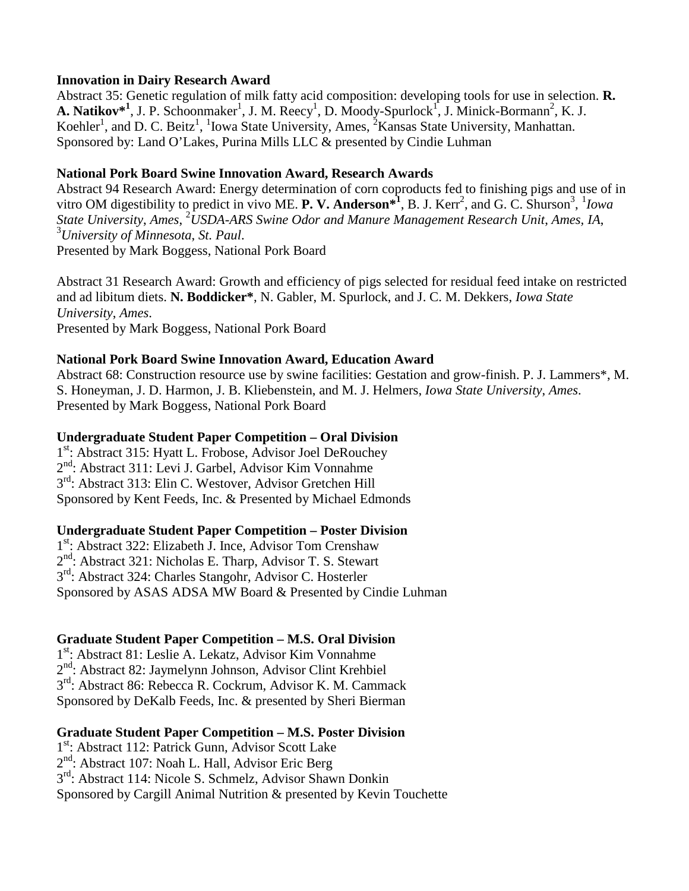**Innovation in Dairy Research Award**

Abstract 35: Genetic regulation of milk fatty acid composition: developing tools for use in selection. **R. A. Natikov*[1]**, J. P. Schoonmaker[1], J. M. Reecy[1], D. Moody-Spurlock[1], J. Minick-Bormann[2], K. J. Koehler[1], and D. C. Beitz[1], [1]Iowa State University, Ames, [2]Kansas State University, Manhattan.
Sponsored by: Land O'Lakes, Purina Mills LLC & presented by Cindie Luhman

**National Pork Board Swine Innovation Award, Research Awards**

Abstract 94 Research Award: Energy determination of corn coproducts fed to finishing pigs and use of in vitro OM digestibility to predict in vivo ME. **P. V. Anderson*[1]**, B. J. Kerr[2], and G. C. Shurson[3], [1]*Iowa State University*, *Ames*, [2]*USDA-ARS Swine Odor and Manure Management Research Unit*, *Ames*, *IA*, [3]*University of Minnesota*, *St. Paul*.
Presented by Mark Boggess, National Pork Board

Abstract 31 Research Award: Growth and efficiency of pigs selected for residual feed intake on restricted and ad libitum diets. **N. Boddicker***, N. Gabler, M. Spurlock, and J. C. M. Dekkers, *Iowa State University*, *Ames*.
Presented by Mark Boggess, National Pork Board

**National Pork Board Swine Innovation Award, Education Award**

Abstract 68: Construction resource use by swine facilities: Gestation and grow-finish. P. J. Lammers*, M. S. Honeyman, J. D. Harmon, J. B. Kliebenstein, and M. J. Helmers, *Iowa State University*, *Ames*.
Presented by Mark Boggess, National Pork Board

**Undergraduate Student Paper Competition – Oral Division**

1st: Abstract 315: Hyatt L. Frobose, Advisor Joel DeRouchey
2nd: Abstract 311: Levi J. Garbel, Advisor Kim Vonnahme
3rd: Abstract 313: Elin C. Westover, Advisor Gretchen Hill
Sponsored by Kent Feeds, Inc. & Presented by Michael Edmonds

**Undergraduate Student Paper Competition – Poster Division**

1st: Abstract 322: Elizabeth J. Ince, Advisor Tom Crenshaw
2nd: Abstract 321: Nicholas E. Tharp, Advisor T. S. Stewart
3rd: Abstract 324: Charles Stangohr, Advisor C. Hosterler
Sponsored by ASAS ADSA MW Board & Presented by Cindie Luhman

**Graduate Student Paper Competition – M.S. Oral Division**

1st: Abstract 81: Leslie A. Lekatz, Advisor Kim Vonnahme
2nd: Abstract 82: Jaymelynn Johnson, Advisor Clint Krehbiel
3rd: Abstract 86: Rebecca R. Cockrum, Advisor K. M. Cammack
Sponsored by DeKalb Feeds, Inc. & presented by Sheri Bierman

**Graduate Student Paper Competition – M.S. Poster Division**

1st: Abstract 112: Patrick Gunn, Advisor Scott Lake
2nd: Abstract 107: Noah L. Hall, Advisor Eric Berg
3rd: Abstract 114: Nicole S. Schmelz, Advisor Shawn Donkin
Sponsored by Cargill Animal Nutrition & presented by Kevin Touchette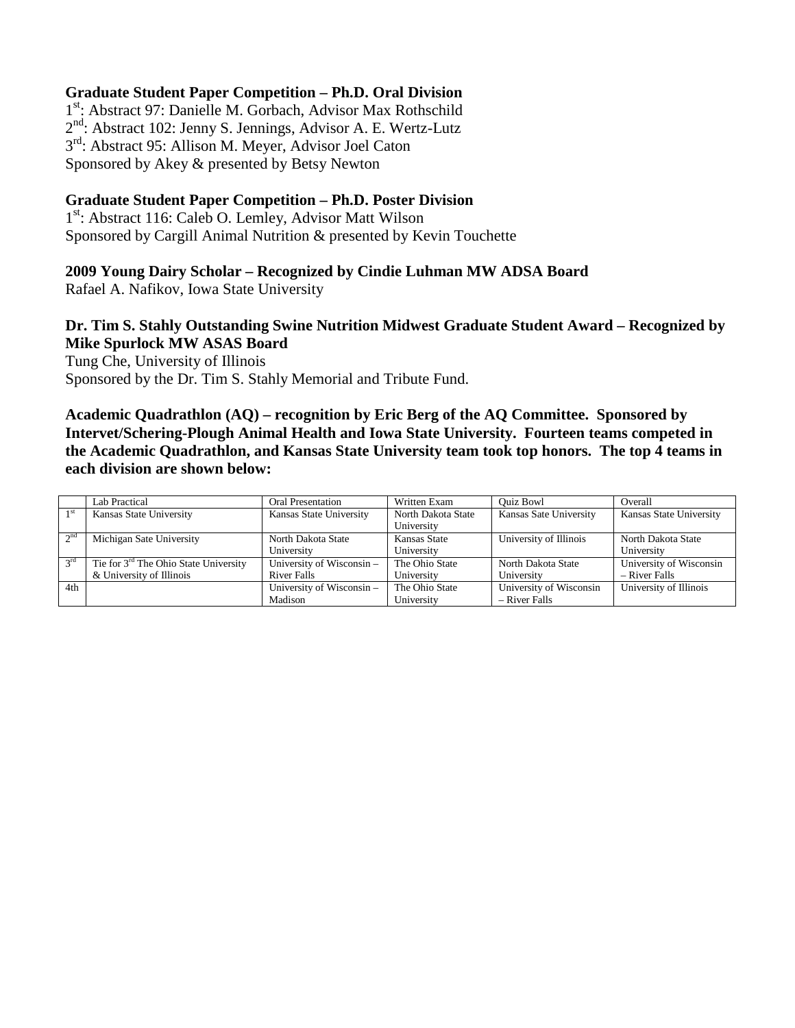**Graduate Student Paper Competition – Ph.D. Oral Division**

1st: Abstract 97: Danielle M. Gorbach, Advisor Max Rothschild
2nd: Abstract 102: Jenny S. Jennings, Advisor A. E. Wertz-Lutz
3rd: Abstract 95: Allison M. Meyer, Advisor Joel Caton
Sponsored by Akey & presented by Betsy Newton

**Graduate Student Paper Competition – Ph.D. Poster Division**

1st: Abstract 116: Caleb O. Lemley, Advisor Matt Wilson
Sponsored by Cargill Animal Nutrition & presented by Kevin Touchette

**2009 Young Dairy Scholar – Recognized by Cindie Luhman MW ADSA Board**

Rafael A. Nafikov, Iowa State University

**Dr. Tim S. Stahly Outstanding Swine Nutrition Midwest Graduate Student Award – Recognized by Mike Spurlock MW ASAS Board**

Tung Che, University of Illinois
Sponsored by the Dr. Tim S. Stahly Memorial and Tribute Fund.

**Academic Quadrathlon (AQ) – recognition by Eric Berg of the AQ Committee. Sponsored by Intervet/Schering-Plough Animal Health and Iowa State University. Fourteen teams competed in the Academic Quadrathlon, and Kansas State University team took top honors. The top 4 teams in each division are shown below:**

| | Lab Practical | Oral Presentation | Written Exam | Quiz Bowl | Overall |
|---|---|---|---|---|---|
| 1st | Kansas State University | Kansas State University | North Dakota State University | Kansas Sate University | Kansas State University |
| 2nd | Michigan Sate University | North Dakota State University | Kansas State University | University of Illinois | North Dakota State University |
| 3rd | Tie for 3rd The Ohio State University & University of Illinois | University of Wisconsin – River Falls | The Ohio State University | North Dakota State University | University of Wisconsin – River Falls |
| 4th | | University of Wisconsin – Madison | The Ohio State University | University of Wisconsin – River Falls | University of Illinois |